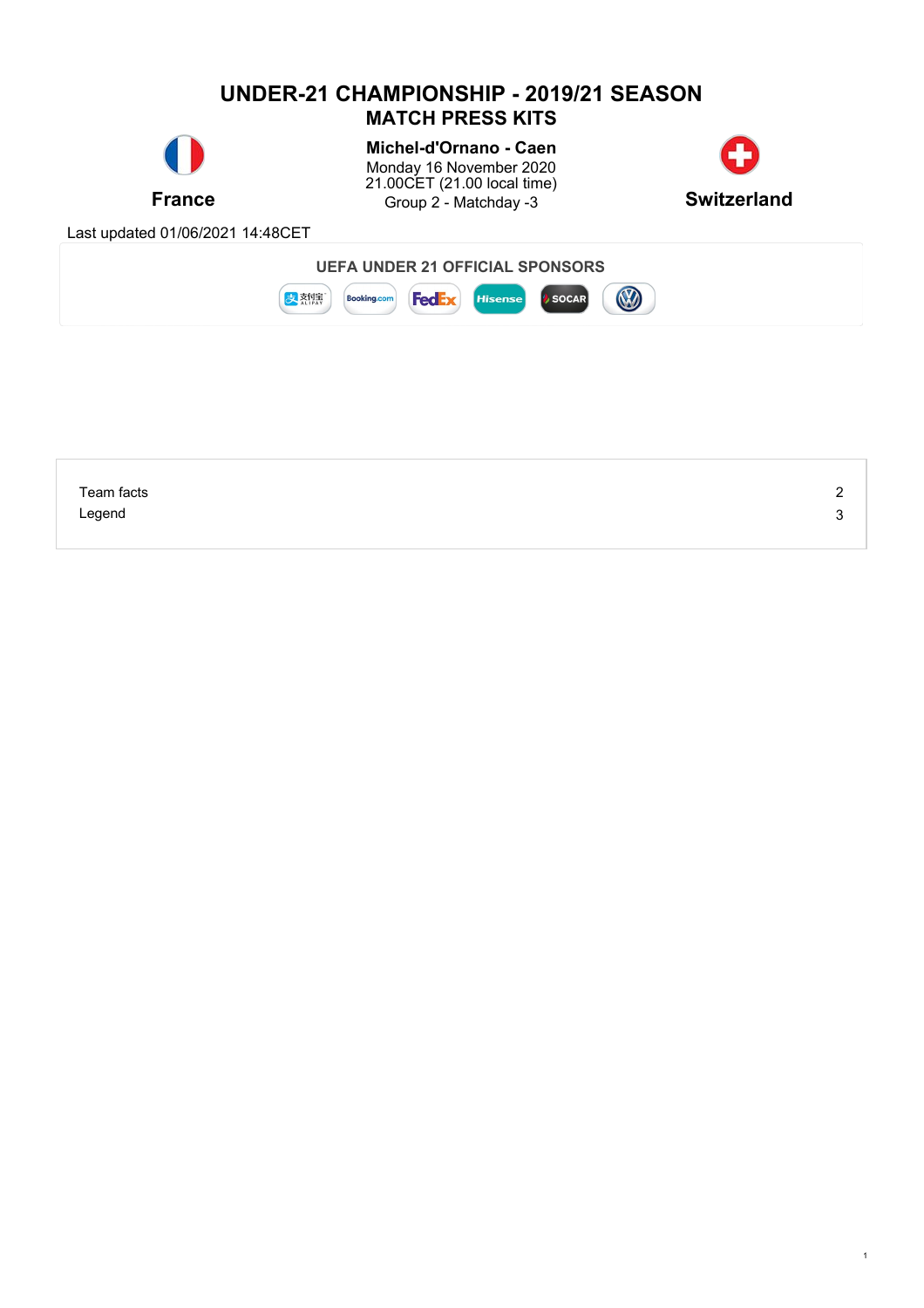# UNDER-21 CHAMPIONSHIP - 2019/21 SEASON
## MATCH PRESS KITS

**France**

**Michel-d'Ornano - Caen**
Monday 16 November 2020
21.00CET (21.00 local time)
Group 2 - Matchday -3

**Switzerland**

Last updated 01/06/2021 14:48CET

**UEFA UNDER 21 OFFICIAL SPONSORS**

| | |
|---|---|
| Team facts | 2 |
| Legend | 3 |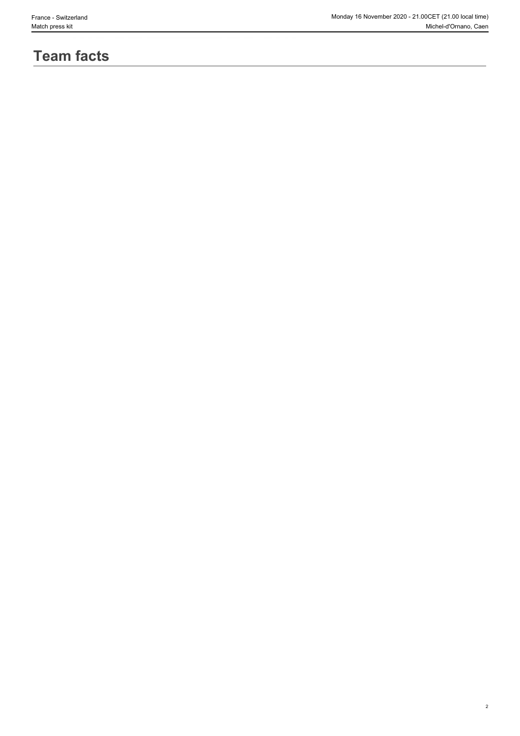# Team facts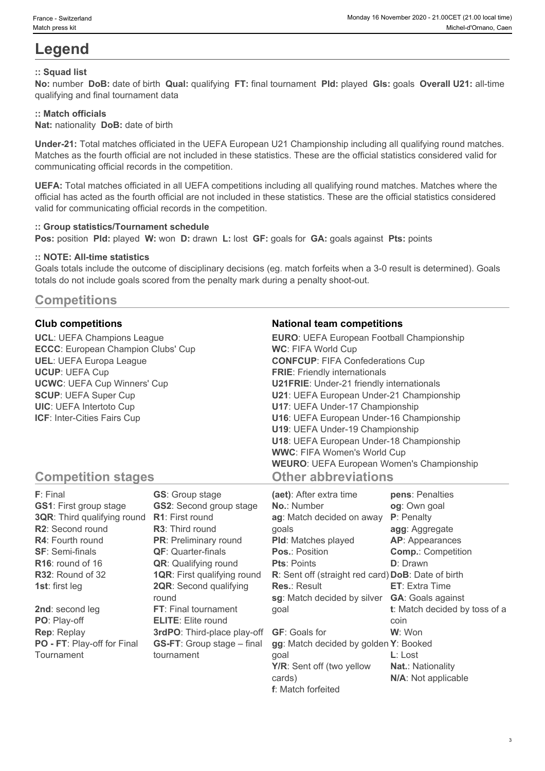# Legend

### :: Squad list

**No:** number **DoB:** date of birth **Qual:** qualifying **FT:** final tournament **Pld:** played **Gls:** goals **Overall U21:** all-time qualifying and final tournament data

### :: Match officials

**Nat:** nationality **DoB:** date of birth

**Under-21:** Total matches officiated in the UEFA European U21 Championship including all qualifying round matches. Matches as the fourth official are not included in these statistics. These are the official statistics considered valid for communicating official records in the competition.

**UEFA:** Total matches officiated in all UEFA competitions including all qualifying round matches. Matches where the official has acted as the fourth official are not included in these statistics. These are the official statistics considered valid for communicating official records in the competition.

### :: Group statistics/Tournament schedule

**Pos:** position **Pld:** played **W:** won **D:** drawn **L:** lost **GF:** goals for **GA:** goals against **Pts:** points

### :: NOTE: All-time statistics

Goals totals include the outcome of disciplinary decisions (eg. match forfeits when a 3-0 result is determined). Goals totals do not include goals scored from the penalty mark during a penalty shoot-out.

## Competitions

### Club competitions

**UCL**: UEFA Champions League
**ECCC**: European Champion Clubs' Cup
**UEL**: UEFA Europa League
**UCUP**: UEFA Cup
**UCWC**: UEFA Cup Winners' Cup
**SCUP**: UEFA Super Cup
**UIC**: UEFA Intertoto Cup
**ICF**: Inter-Cities Fairs Cup

### National team competitions

**EURO**: UEFA European Football Championship
**WC**: FIFA World Cup
**CONFCUP**: FIFA Confederations Cup
**FRIE**: Friendly internationals
**U21FRIE**: Under-21 friendly internationals
**U21**: UEFA European Under-21 Championship
**U17**: UEFA Under-17 Championship
**U16**: UEFA European Under-16 Championship
**U19**: UEFA Under-19 Championship
**U18**: UEFA European Under-18 Championship
**WWC**: FIFA Women's World Cup
**WEURO**: UEFA European Women's Championship

## Competition stages

**F**: Final
**GS1**: First group stage
**3QR**: Third qualifying round
**R2**: Second round
**R4**: Fourth round
**SF**: Semi-finals
**R16**: round of 16
**R32**: Round of 32
**1st**: first leg
**2nd**: second leg
**PO**: Play-off
**Rep**: Replay
**PO - FT**: Play-off for Final Tournament
**GS**: Group stage
**GS2**: Second group stage
**R1**: First round
**R3**: Third round
**PR**: Preliminary round
**QF**: Quarter-finals
**QR**: Qualifying round
**1QR**: First qualifying round
**2QR**: Second qualifying round
**FT**: Final tournament
**ELITE**: Elite round
**3rdPO**: Third-place play-off
**GS-FT**: Group stage – final tournament

## Other abbreviations

**(aet)**: After extra time
**No.**: Number
**ag**: Match decided on away goals
**Pld**: Matches played
**Pos.**: Position
**Pts**: Points
**R**: Sent off (straight red card)
**Res.**: Result
**sg**: Match decided by silver goal
**GF**: Goals for
**gg**: Match decided by golden goal
**Y/R**: Sent off (two yellow cards)
**f**: Match forfeited
**pens**: Penalties
**og**: Own goal
**P**: Penalty
**agg**: Aggregate
**AP**: Appearances
**Comp.**: Competition
**D**: Drawn
**DoB**: Date of birth
**ET**: Extra Time
**GA**: Goals against
**t**: Match decided by toss of a coin
**W**: Won
**Y**: Booked
**L**: Lost
**Nat.**: Nationality
**N/A**: Not applicable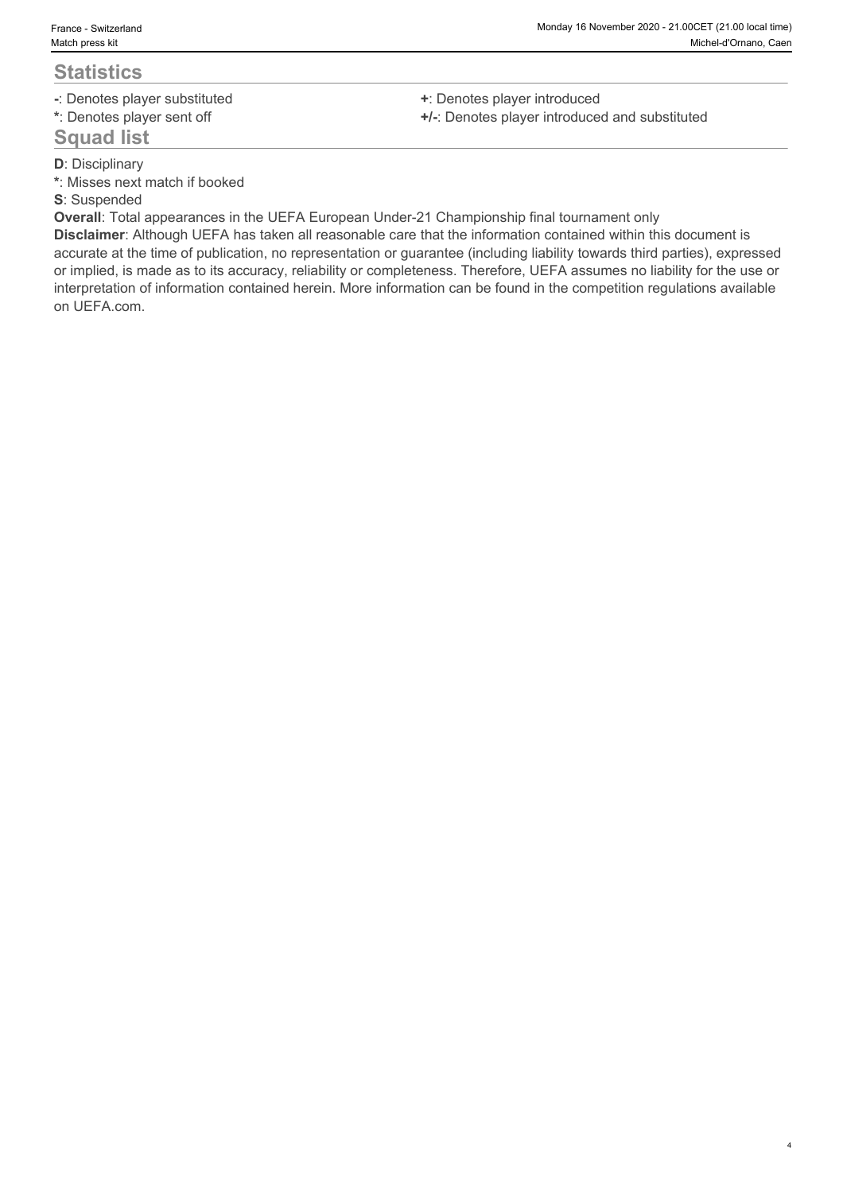## Statistics

**-**: Denotes player substituted

**\***: Denotes player sent off

**+**: Denotes player introduced

**+/-**: Denotes player introduced and substituted

## Squad list

**D**: Disciplinary

**\***: Misses next match if booked

**S**: Suspended

**Overall**: Total appearances in the UEFA European Under-21 Championship final tournament only

**Disclaimer**: Although UEFA has taken all reasonable care that the information contained within this document is accurate at the time of publication, no representation or guarantee (including liability towards third parties), expressed or implied, is made as to its accuracy, reliability or completeness. Therefore, UEFA assumes no liability for the use or interpretation of information contained herein. More information can be found in the competition regulations available on UEFA.com.